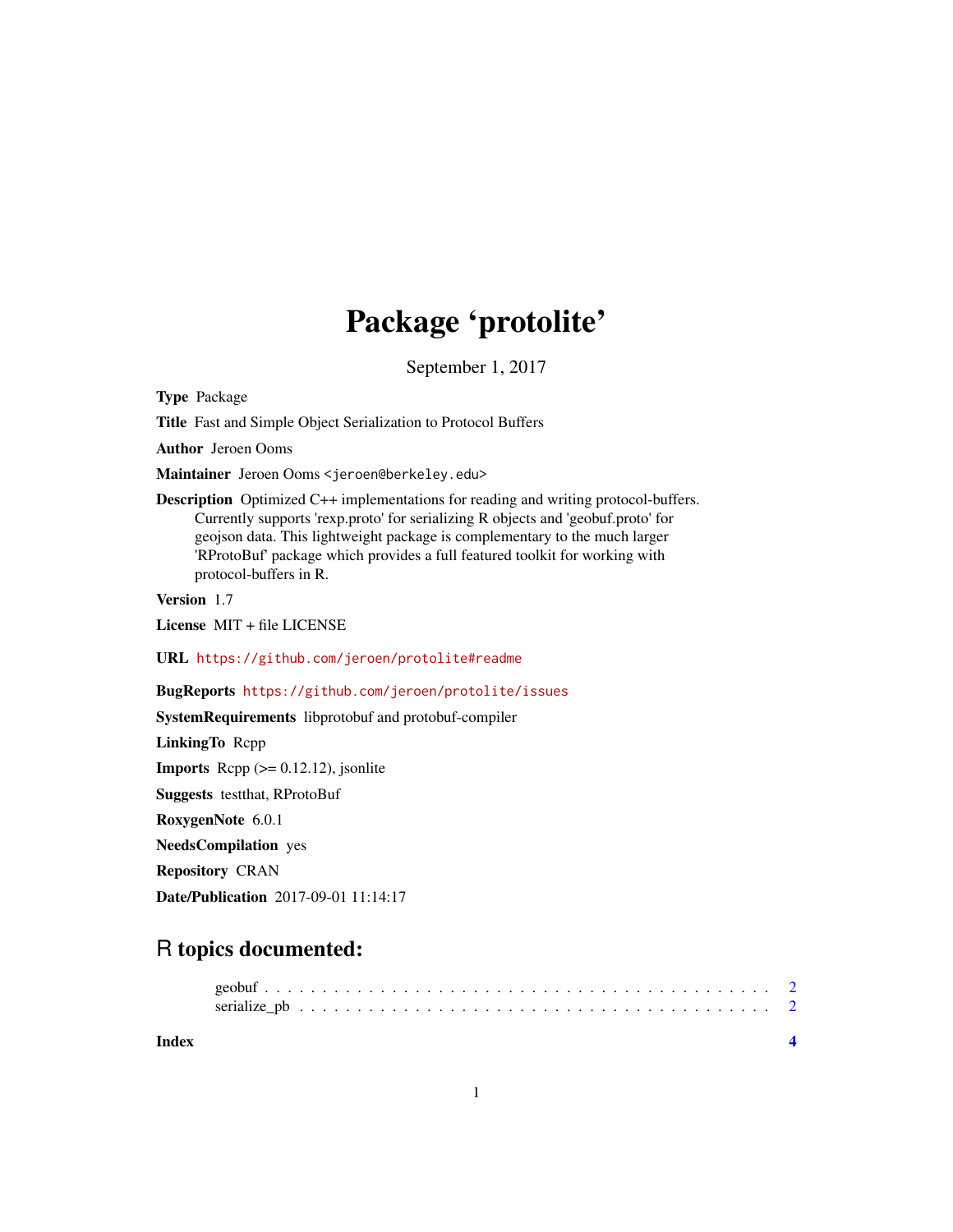# Package 'protolite'

September 1, 2017

**Type** Package

**Title** Fast and Simple Object Serialization to Protocol Buffers

**Author** Jeroen Ooms

**Maintainer** Jeroen Ooms <jeroen@berkeley.edu>

**Description** Optimized C++ implementations for reading and writing protocol-buffers. Currently supports 'rexp.proto' for serializing R objects and 'geobuf.proto' for geojson data. This lightweight package is complementary to the much larger 'RProtoBuf' package which provides a full featured toolkit for working with protocol-buffers in R.

**Version** 1.7

**License** MIT + file LICENSE

**URL** https://github.com/jeroen/protolite#readme

**BugReports** https://github.com/jeroen/protolite/issues

**SystemRequirements** libprotobuf and protobuf-compiler

**LinkingTo** Rcpp

**Imports** Rcpp (>= 0.12.12), jsonlite

**Suggests** testthat, RProtoBuf

**RoxygenNote** 6.0.1

**NeedsCompilation** yes

**Repository** CRAN

**Date/Publication** 2017-09-01 11:14:17

## R topics documented:

geobuf . . . . . . . . . . . . . . . . . . . . . . . . . . . . . . . . . . . . . . . . . 2
serialize_pb . . . . . . . . . . . . . . . . . . . . . . . . . . . . . . . . . . . . . . 2

**Index** 4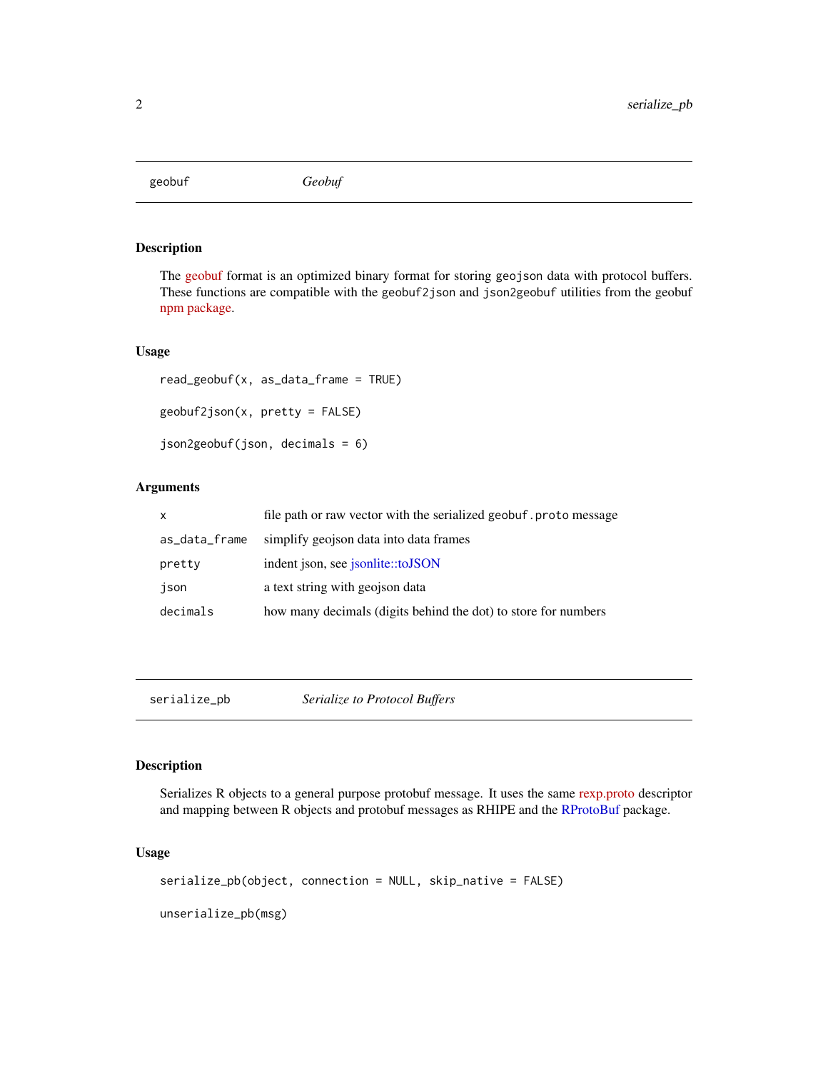## geobuf — *Geobuf*

### Description

The geobuf format is an optimized binary format for storing `geojson` data with protocol buffers. These functions are compatible with the `geobuf2json` and `json2geobuf` utilities from the geobuf npm package.

### Usage

```
read_geobuf(x, as_data_frame = TRUE)

geobuf2json(x, pretty = FALSE)

json2geobuf(json, decimals = 6)
```

### Arguments

| | |
|---|---|
| `x` | file path or raw vector with the serialized `geobuf.proto` message |
| `as_data_frame` | simplify geojson data into data frames |
| `pretty` | indent json, see jsonlite::toJSON |
| `json` | a text string with geojson data |
| `decimals` | how many decimals (digits behind the dot) to store for numbers |

## serialize_pb — *Serialize to Protocol Buffers*

### Description

Serializes R objects to a general purpose protobuf message. It uses the same rexp.proto descriptor and mapping between R objects and protobuf messages as RHIPE and the RProtoBuf package.

### Usage

```
serialize_pb(object, connection = NULL, skip_native = FALSE)

unserialize_pb(msg)
```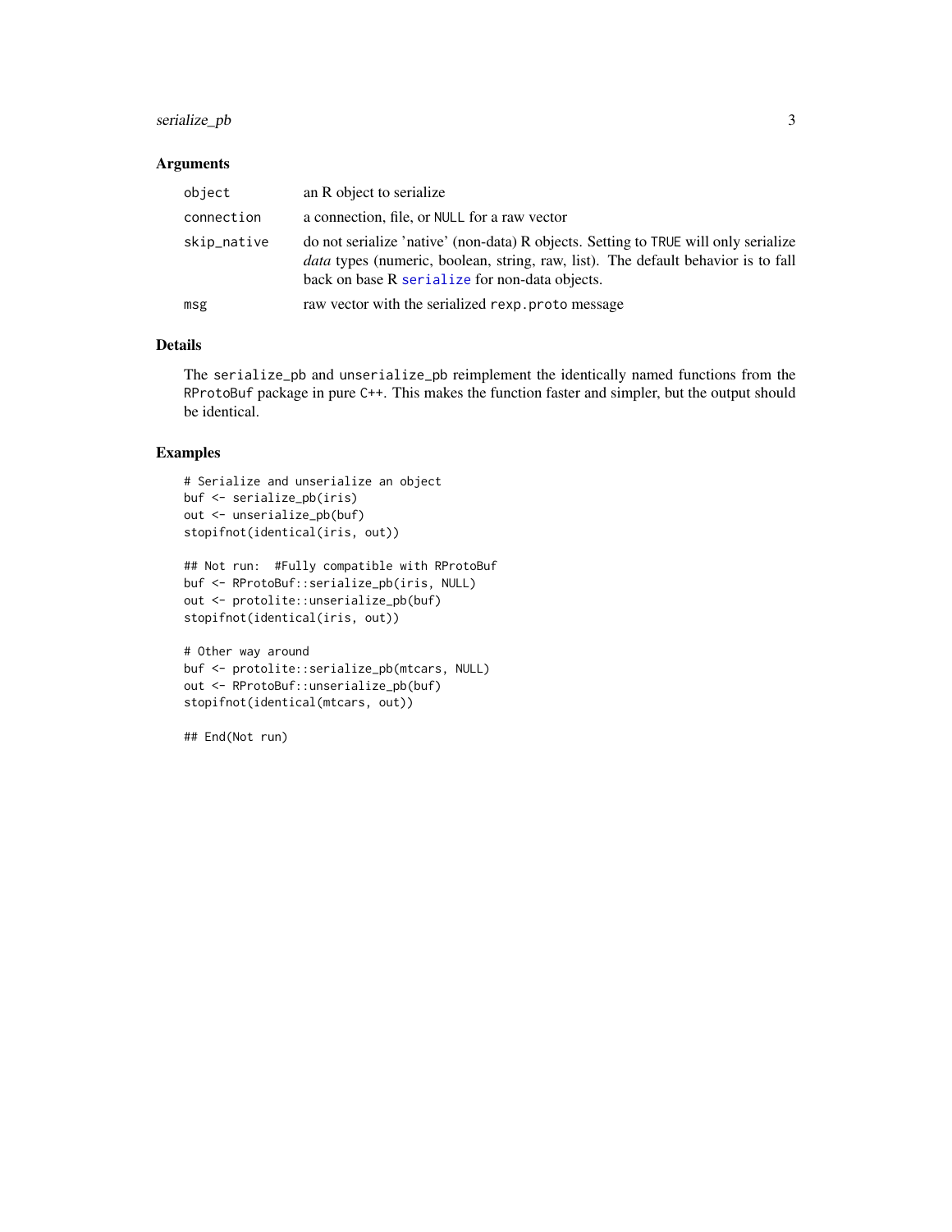### Arguments

| | |
|---|---|
| `object` | an R object to serialize |
| `connection` | a connection, file, or `NULL` for a raw vector |
| `skip_native` | do not serialize 'native' (non-data) R objects. Setting to `TRUE` will only serialize *data* types (numeric, boolean, string, raw, list). The default behavior is to fall back on base R `serialize` for non-data objects. |
| `msg` | raw vector with the serialized `rexp.proto` message |

### Details

The `serialize_pb` and `unserialize_pb` reimplement the identically named functions from the `RProtoBuf` package in pure `C++`. This makes the function faster and simpler, but the output should be identical.

### Examples

```
# Serialize and unserialize an object
buf <- serialize_pb(iris)
out <- unserialize_pb(buf)
stopifnot(identical(iris, out))

## Not run:  #Fully compatible with RProtoBuf
buf <- RProtoBuf::serialize_pb(iris, NULL)
out <- protolite::unserialize_pb(buf)
stopifnot(identical(iris, out))

# Other way around
buf <- protolite::serialize_pb(mtcars, NULL)
out <- RProtoBuf::unserialize_pb(buf)
stopifnot(identical(mtcars, out))

## End(Not run)
```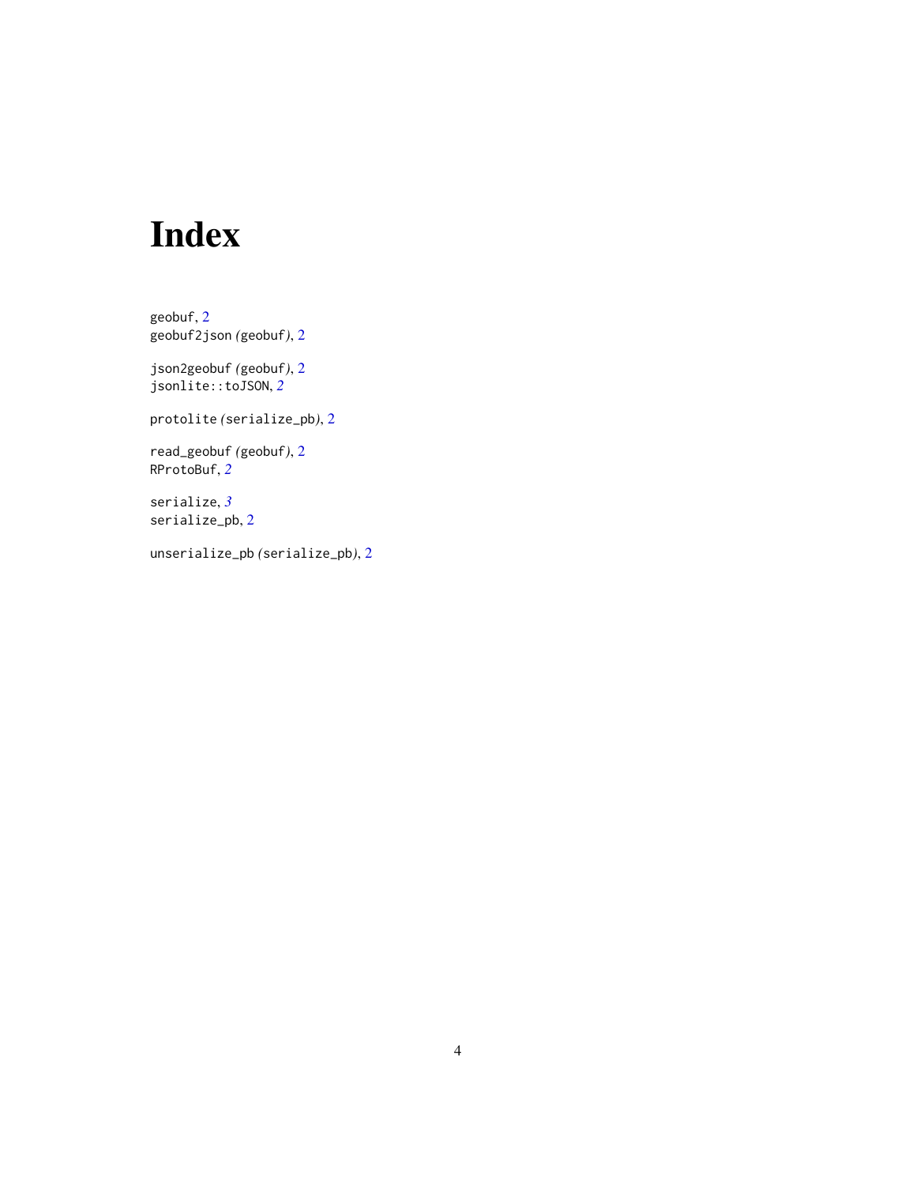# Index

geobuf, 2
geobuf2json (geobuf), 2

json2geobuf (geobuf), 2
jsonlite::toJSON, *2*

protolite (serialize_pb), 2

read_geobuf (geobuf), 2
RProtoBuf, *2*

serialize, *3*
serialize_pb, 2

unserialize_pb (serialize_pb), 2